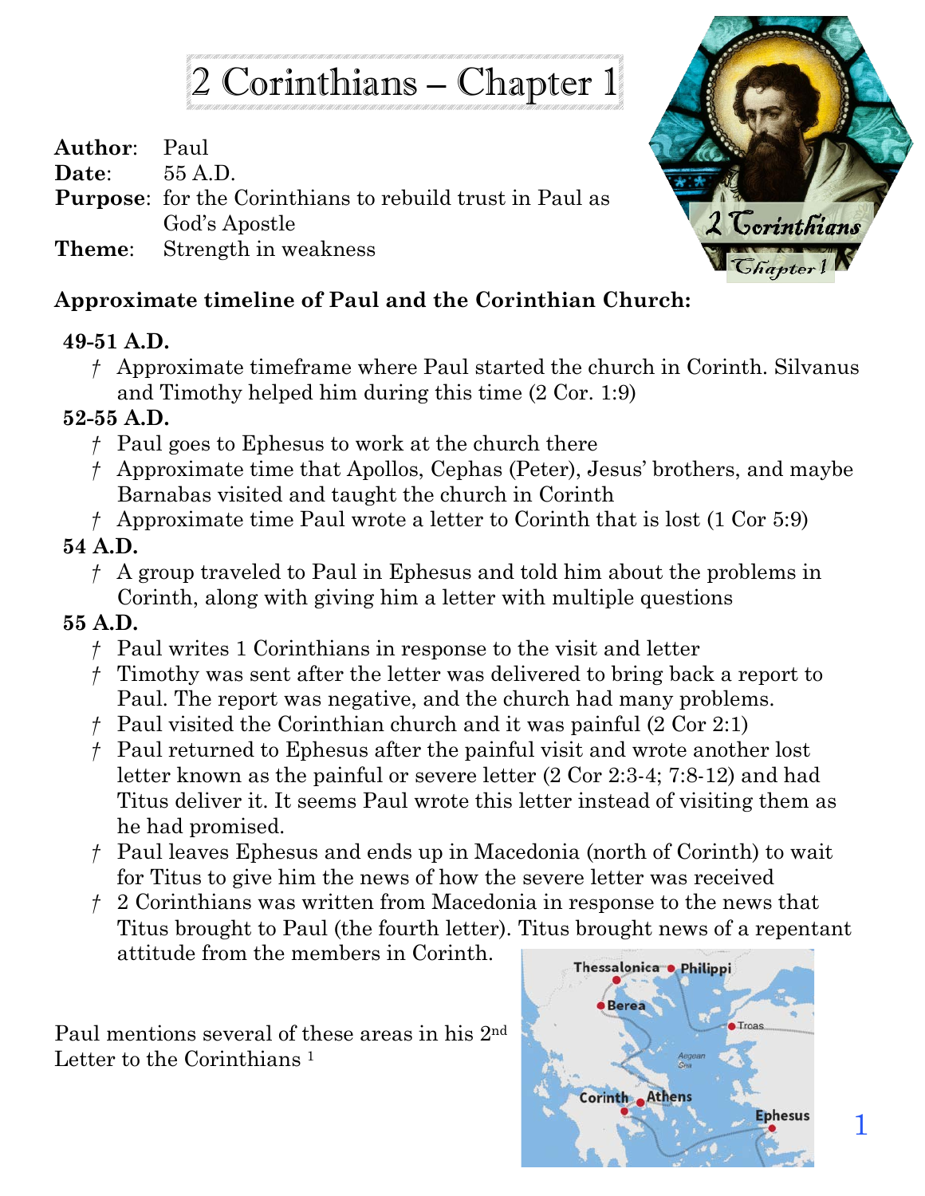# 2 Corinthians – Chapter 1

**Author**: Paul
**Date**: 55 A.D.
**Purpose**: for the Corinthians to rebuild trust in Paul as God's Apostle
**Theme**: Strength in weakness

**Approximate timeline of Paul and the Corinthian Church:**

**49-51 A.D.**

- † Approximate timeframe where Paul started the church in Corinth. Silvanus and Timothy helped him during this time (2 Cor. 1:9)

**52-55 A.D.**

- † Paul goes to Ephesus to work at the church there
- † Approximate time that Apollos, Cephas (Peter), Jesus' brothers, and maybe Barnabas visited and taught the church in Corinth
- † Approximate time Paul wrote a letter to Corinth that is lost (1 Cor 5:9)

**54 A.D.**

- † A group traveled to Paul in Ephesus and told him about the problems in Corinth, along with giving him a letter with multiple questions

**55 A.D.**

- † Paul writes 1 Corinthians in response to the visit and letter
- † Timothy was sent after the letter was delivered to bring back a report to Paul. The report was negative, and the church had many problems.
- † Paul visited the Corinthian church and it was painful (2 Cor 2:1)
- † Paul returned to Ephesus after the painful visit and wrote another lost letter known as the painful or severe letter (2 Cor 2:3-4; 7:8-12) and had Titus deliver it. It seems Paul wrote this letter instead of visiting them as he had promised.
- † Paul leaves Ephesus and ends up in Macedonia (north of Corinth) to wait for Titus to give him the news of how the severe letter was received
- † 2 Corinthians was written from Macedonia in response to the news that Titus brought to Paul (the fourth letter). Titus brought news of a repentant attitude from the members in Corinth.

Paul mentions several of these areas in his 2nd Letter to the Corinthians [1]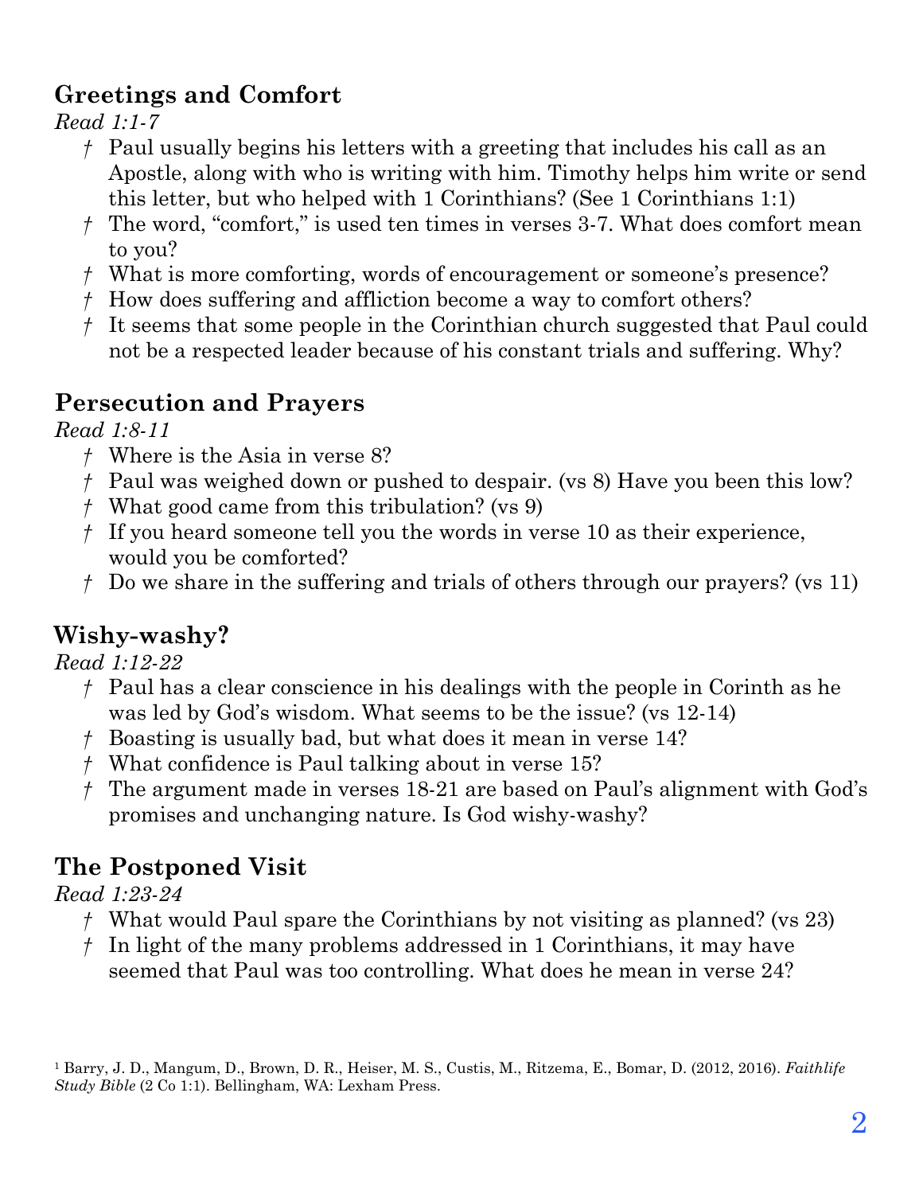## Greetings and Comfort

*Read 1:1-7*

- † Paul usually begins his letters with a greeting that includes his call as an Apostle, along with who is writing with him. Timothy helps him write or send this letter, but who helped with 1 Corinthians? (See 1 Corinthians 1:1)
- † The word, "comfort," is used ten times in verses 3-7. What does comfort mean to you?
- † What is more comforting, words of encouragement or someone's presence?
- † How does suffering and affliction become a way to comfort others?
- † It seems that some people in the Corinthian church suggested that Paul could not be a respected leader because of his constant trials and suffering. Why?

## Persecution and Prayers

*Read 1:8-11*

- † Where is the Asia in verse 8?
- † Paul was weighed down or pushed to despair. (vs 8) Have you been this low?
- † What good came from this tribulation? (vs 9)
- † If you heard someone tell you the words in verse 10 as their experience, would you be comforted?
- † Do we share in the suffering and trials of others through our prayers? (vs 11)

## Wishy-washy?

*Read 1:12-22*

- † Paul has a clear conscience in his dealings with the people in Corinth as he was led by God's wisdom. What seems to be the issue? (vs 12-14)
- † Boasting is usually bad, but what does it mean in verse 14?
- † What confidence is Paul talking about in verse 15?
- † The argument made in verses 18-21 are based on Paul's alignment with God's promises and unchanging nature. Is God wishy-washy?

## The Postponed Visit

*Read 1:23-24*

- † What would Paul spare the Corinthians by not visiting as planned? (vs 23)
- † In light of the many problems addressed in 1 Corinthians, it may have seemed that Paul was too controlling. What does he mean in verse 24?

[1] Barry, J. D., Mangum, D., Brown, D. R., Heiser, M. S., Custis, M., Ritzema, E., Bomar, D. (2012, 2016). *Faithlife Study Bible* (2 Co 1:1). Bellingham, WA: Lexham Press.